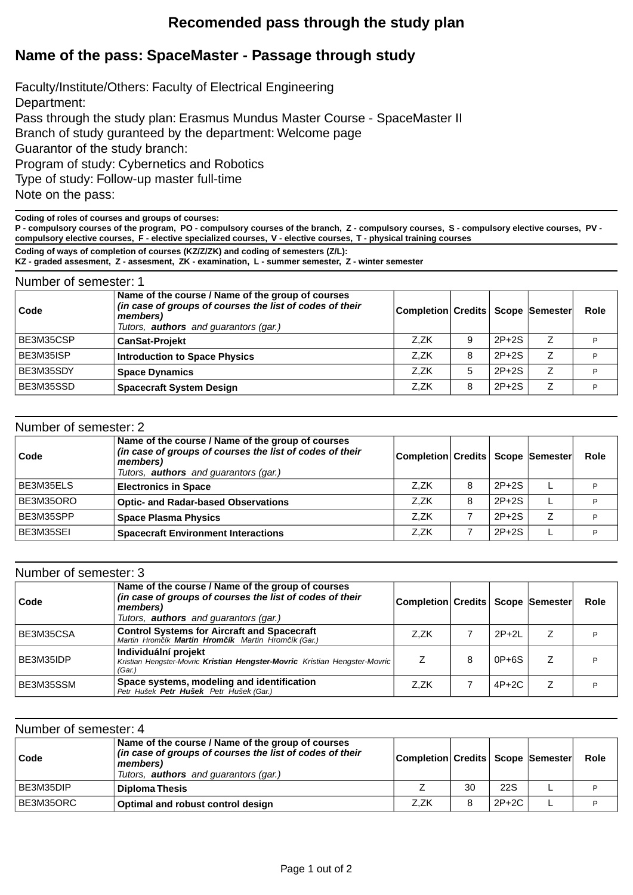# Recomended pass through the study plan

## Name of the pass: SpaceMaster - Passage through study

Faculty/Institute/Others: Faculty of Electrical Engineering
Department:
Pass through the study plan: Erasmus Mundus Master Course - SpaceMaster II
Branch of study guranteed by the department: Welcome page
Guarantor of the study branch:
Program of study: Cybernetics and Robotics
Type of study: Follow-up master full-time
Note on the pass:

**Coding of roles of courses and groups of courses:**
**P - compulsory courses of the program, PO - compulsory courses of the branch, Z - compulsory courses, S - compulsory elective courses, PV - compulsory elective courses, F - elective specialized courses, V - elective courses, T - physical training courses**

**Coding of ways of completion of courses (KZ/Z/ZK) and coding of semesters (Z/L):**
**KZ - graded assesment, Z - assesment, ZK - examination, L - summer semester, Z - winter semester**

Number of semester: 1

| Code | Name of the course / Name of the group of courses *(in case of groups of courses the list of codes of their members)* *Tutors, **authors** and guarantors (gar.)* | Completion | Credits | Scope | Semester | Role |
|---|---|---|---|---|---|---|
| BE3M35CSP | **CanSat-Projekt** | Z,ZK | 9 | 2P+2S | Z | P |
| BE3M35ISP | **Introduction to Space Physics** | Z,ZK | 8 | 2P+2S | Z | P |
| BE3M35SDY | **Space Dynamics** | Z,ZK | 5 | 2P+2S | Z | P |
| BE3M35SSD | **Spacecraft System Design** | Z,ZK | 8 | 2P+2S | Z | P |

Number of semester: 2

| Code | Name of the course / Name of the group of courses *(in case of groups of courses the list of codes of their members)* *Tutors, **authors** and guarantors (gar.)* | Completion | Credits | Scope | Semester | Role |
|---|---|---|---|---|---|---|
| BE3M35ELS | **Electronics in Space** | Z,ZK | 8 | 2P+2S | L | P |
| BE3M35ORO | **Optic- and Radar-based Observations** | Z,ZK | 8 | 2P+2S | L | P |
| BE3M35SPP | **Space Plasma Physics** | Z,ZK | 7 | 2P+2S | Z | P |
| BE3M35SEI | **Spacecraft Environment Interactions** | Z,ZK | 7 | 2P+2S | L | P |

Number of semester: 3

| Code | Name of the course / Name of the group of courses *(in case of groups of courses the list of codes of their members)* *Tutors, **authors** and guarantors (gar.)* | Completion | Credits | Scope | Semester | Role |
|---|---|---|---|---|---|---|
| BE3M35CSA | **Control Systems for Aircraft and Spacecraft** *Martin Hromčík **Martin Hromčík** Martin Hromčík (Gar.)* | Z,ZK | 7 | 2P+2L | Z | P |
| BE3M35IDP | **Individuální projekt** *Kristian Hengster-Movric **Kristian Hengster-Movric** Kristian Hengster-Movric (Gar.)* | Z | 8 | 0P+6S | Z | P |
| BE3M35SSM | **Space systems, modeling and identification** *Petr Hušek **Petr Hušek** Petr Hušek (Gar.)* | Z,ZK | 7 | 4P+2C | Z | P |

Number of semester: 4

| Code | Name of the course / Name of the group of courses *(in case of groups of courses the list of codes of their members)* *Tutors, **authors** and guarantors (gar.)* | Completion | Credits | Scope | Semester | Role |
|---|---|---|---|---|---|---|
| BE3M35DIP | **Diploma Thesis** | Z | 30 | 22S | L | P |
| BE3M35ORC | **Optimal and robust control design** | Z,ZK | 8 | 2P+2C | L | P |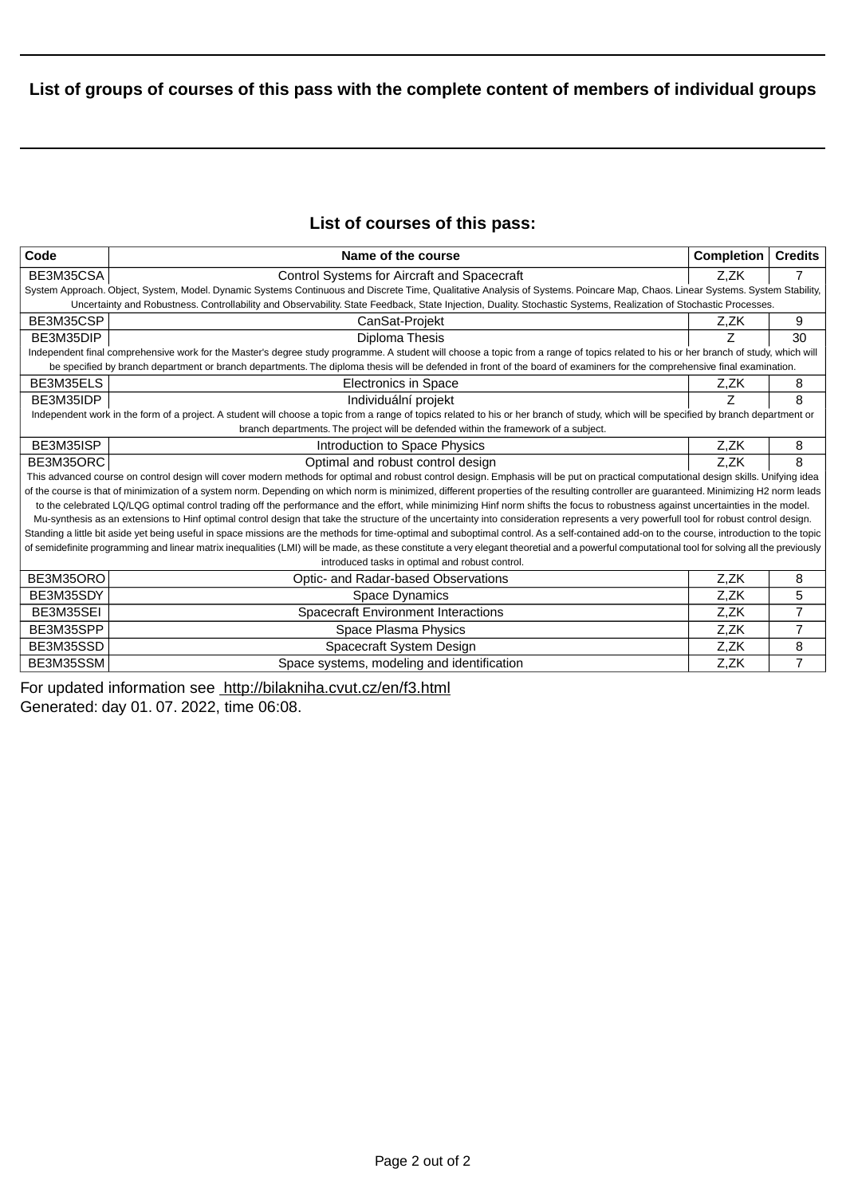## List of groups of courses of this pass with the complete content of members of individual groups

### List of courses of this pass:

| Code | Name of the course | Completion | Credits |
|---|---|---|---|
| BE3M35CSA | Control Systems for Aircraft and Spacecraft | Z,ZK | 7 |
| System Approach. Object, System, Model. Dynamic Systems Continuous and Discrete Time, Qualitative Analysis of Systems. Poincare Map, Chaos. Linear Systems. System Stability, Uncertainty and Robustness. Controllability and Observability. State Feedback, State Injection, Duality. Stochastic Systems, Realization of Stochastic Processes. | | | |
| BE3M35CSP | CanSat-Projekt | Z,ZK | 9 |
| BE3M35DIP | Diploma Thesis | Z | 30 |
| Independent final comprehensive work for the Master's degree study programme. A student will choose a topic from a range of topics related to his or her branch of study, which will be specified by branch department or branch departments. The diploma thesis will be defended in front of the board of examiners for the comprehensive final examination. | | | |
| BE3M35ELS | Electronics in Space | Z,ZK | 8 |
| BE3M35IDP | Individuální projekt | Z | 8 |
| Independent work in the form of a project. A student will choose a topic from a range of topics related to his or her branch of study, which will be specified by branch department or branch departments. The project will be defended within the framework of a subject. | | | |
| BE3M35ISP | Introduction to Space Physics | Z,ZK | 8 |
| BE3M35ORC | Optimal and robust control design | Z,ZK | 8 |
| This advanced course on control design will cover modern methods for optimal and robust control design. Emphasis will be put on practical computational design skills. Unifying idea of the course is that of minimization of a system norm. Depending on which norm is minimized, different properties of the resulting controller are guaranteed. Minimizing H2 norm leads to the celebrated LQ/LQG optimal control trading off the performance and the effort, while minimizing Hinf norm shifts the focus to robustness against uncertainties in the model. Mu-synthesis as an extensions to Hinf optimal control design that take the structure of the uncertainty into consideration represents a very powerfull tool for robust control design. Standing a little bit aside yet being useful in space missions are the methods for time-optimal and suboptimal control. As a self-contained add-on to the course, introduction to the topic of semidefinite programming and linear matrix inequalities (LMI) will be made, as these constitute a very elegant theoretial and a powerful computational tool for solving all the previously introduced tasks in optimal and robust control. | | | |
| BE3M35ORO | Optic- and Radar-based Observations | Z,ZK | 8 |
| BE3M35SDY | Space Dynamics | Z,ZK | 5 |
| BE3M35SEI | Spacecraft Environment Interactions | Z,ZK | 7 |
| BE3M35SPP | Space Plasma Physics | Z,ZK | 7 |
| BE3M35SSD | Spacecraft System Design | Z,ZK | 8 |
| BE3M35SSM | Space systems, modeling and identification | Z,ZK | 7 |

For updated information see http://bilakniha.cvut.cz/en/f3.html
Generated: day 01. 07. 2022, time 06:08.